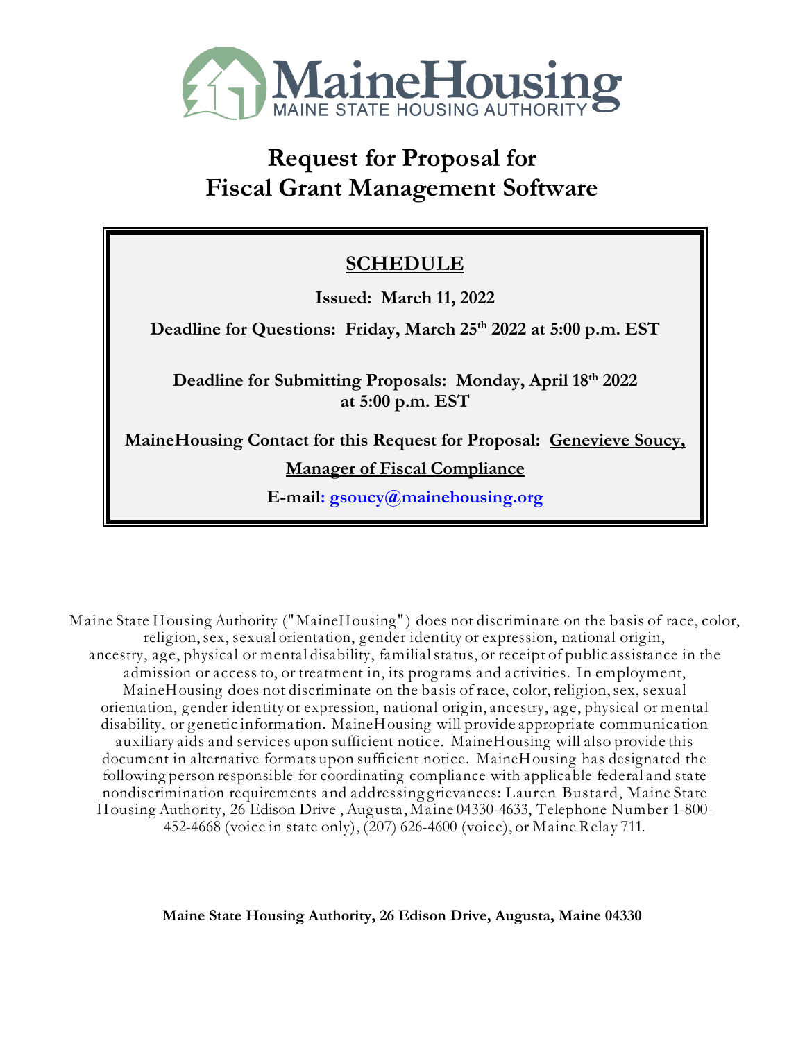MaineHousing
MAINE STATE HOUSING AUTHORITY

# Request for Proposal for Fiscal Grant Management Software

## SCHEDULE

**Issued: March 11, 2022**

**Deadline for Questions: Friday, March 25th 2022 at 5:00 p.m. EST**

**Deadline for Submitting Proposals: Monday, April 18th 2022 at 5:00 p.m. EST**

**MaineHousing Contact for this Request for Proposal: Genevieve Soucy, Manager of Fiscal Compliance**

**E-mail: gsoucy@mainehousing.org**

Maine State Housing Authority ("MaineHousing") does not discriminate on the basis of race, color, religion, sex, sexual orientation, gender identity or expression, national origin, ancestry, age, physical or mental disability, familial status, or receipt of public assistance in the admission or access to, or treatment in, its programs and activities. In employment, MaineHousing does not discriminate on the basis of race, color, religion, sex, sexual orientation, gender identity or expression, national origin, ancestry, age, physical or mental disability, or genetic information. MaineHousing will provide appropriate communication auxiliary aids and services upon sufficient notice. MaineHousing will also provide this document in alternative formats upon sufficient notice. MaineHousing has designated the following person responsible for coordinating compliance with applicable federal and state nondiscrimination requirements and addressing grievances: Lauren Bustard, Maine State Housing Authority, 26 Edison Drive , Augusta, Maine 04330-4633, Telephone Number 1-800-452-4668 (voice in state only), (207) 626-4600 (voice), or Maine Relay 711.

**Maine State Housing Authority, 26 Edison Drive, Augusta, Maine 04330**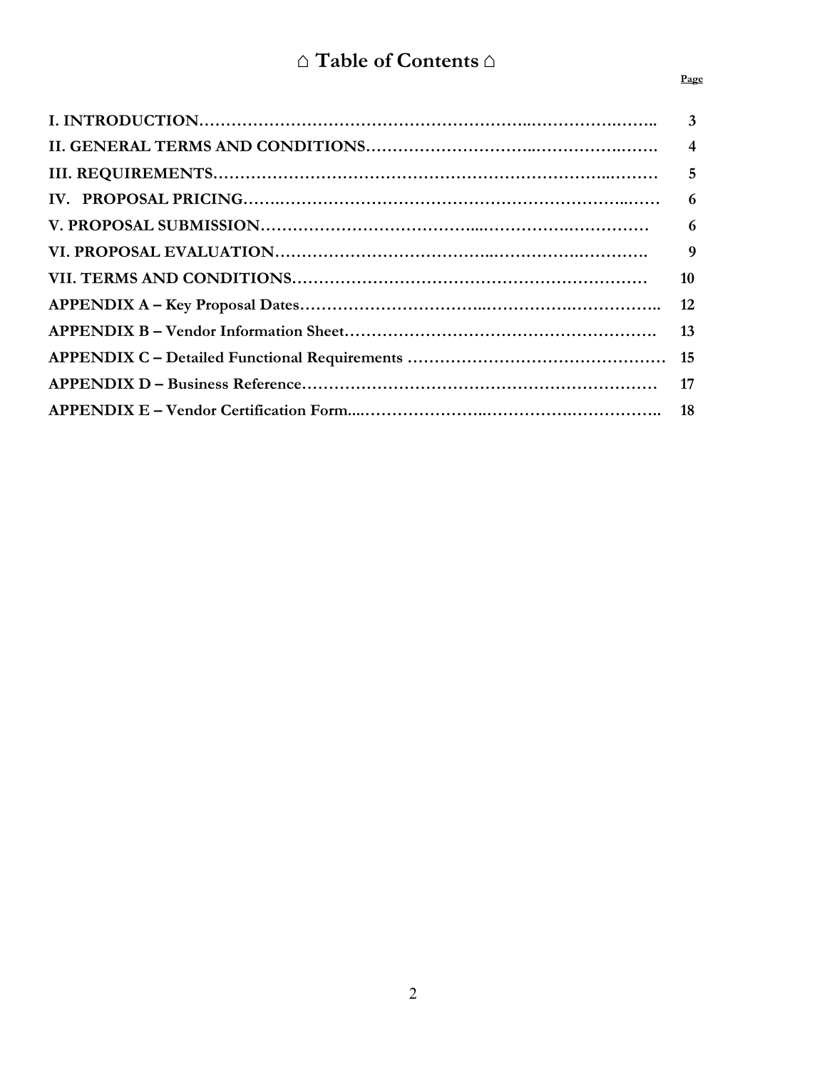# ⌂ Table of Contents ⌂

| | Page |
|---|---|
| **I. INTRODUCTION** | **3** |
| **II. GENERAL TERMS AND CONDITIONS** | **4** |
| **III. REQUIREMENTS** | **5** |
| **IV. PROPOSAL PRICING** | **6** |
| **V. PROPOSAL SUBMISSION** | **6** |
| **VI. PROPOSAL EVALUATION** | **9** |
| **VII. TERMS AND CONDITIONS** | **10** |
| **APPENDIX A – Key Proposal Dates** | **12** |
| **APPENDIX B – Vendor Information Sheet** | **13** |
| **APPENDIX C – Detailed Functional Requirements** | **15** |
| **APPENDIX D – Business Reference** | **17** |
| **APPENDIX E – Vendor Certification Form** | **18** |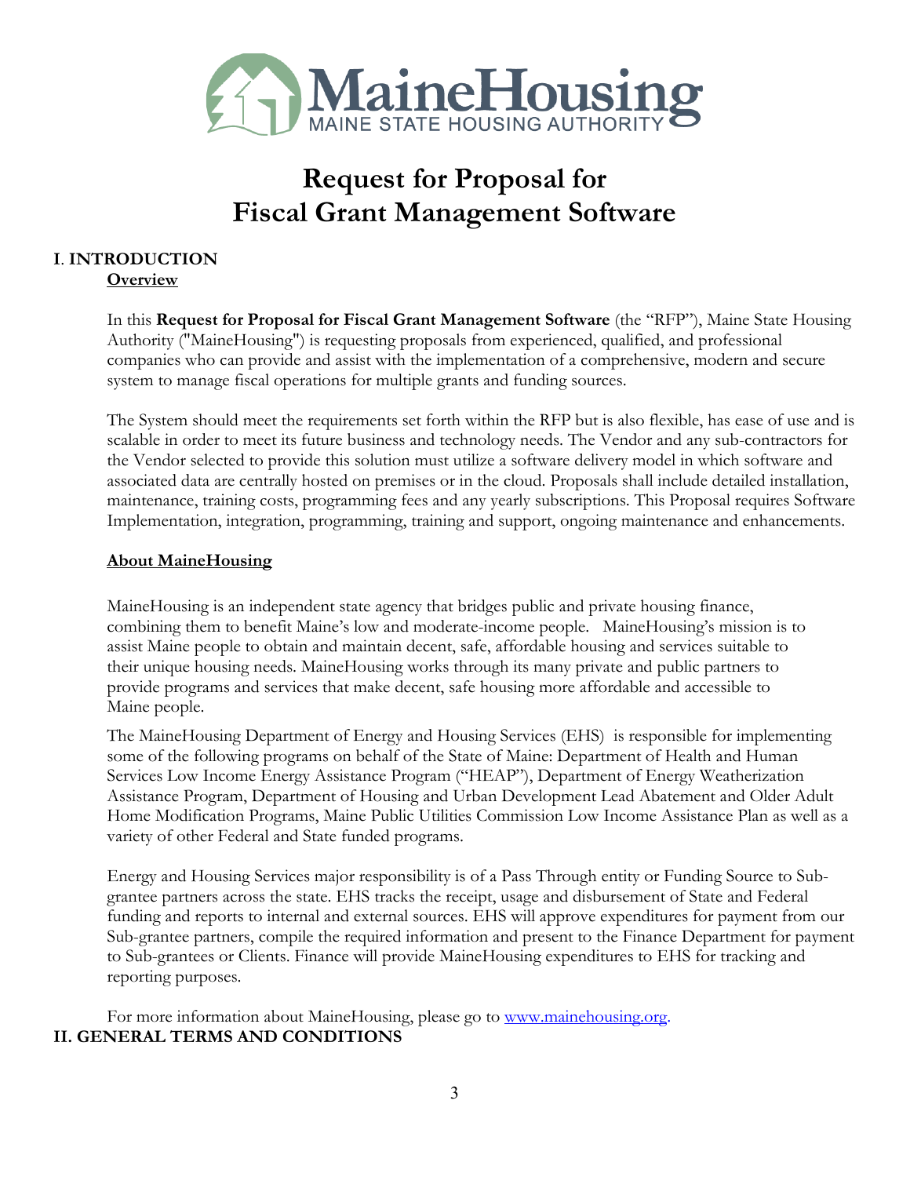# Request for Proposal for Fiscal Grant Management Software

## I. INTRODUCTION

### Overview

In this **Request for Proposal for Fiscal Grant Management Software** (the "RFP"), Maine State Housing Authority ("MaineHousing") is requesting proposals from experienced, qualified, and professional companies who can provide and assist with the implementation of a comprehensive, modern and secure system to manage fiscal operations for multiple grants and funding sources.

The System should meet the requirements set forth within the RFP but is also flexible, has ease of use and is scalable in order to meet its future business and technology needs. The Vendor and any sub-contractors for the Vendor selected to provide this solution must utilize a software delivery model in which software and associated data are centrally hosted on premises or in the cloud. Proposals shall include detailed installation, maintenance, training costs, programming fees and any yearly subscriptions. This Proposal requires Software Implementation, integration, programming, training and support, ongoing maintenance and enhancements.

### About MaineHousing

MaineHousing is an independent state agency that bridges public and private housing finance, combining them to benefit Maine's low and moderate-income people. MaineHousing's mission is to assist Maine people to obtain and maintain decent, safe, affordable housing and services suitable to their unique housing needs. MaineHousing works through its many private and public partners to provide programs and services that make decent, safe housing more affordable and accessible to Maine people.

The MaineHousing Department of Energy and Housing Services (EHS) is responsible for implementing some of the following programs on behalf of the State of Maine: Department of Health and Human Services Low Income Energy Assistance Program ("HEAP"), Department of Energy Weatherization Assistance Program, Department of Housing and Urban Development Lead Abatement and Older Adult Home Modification Programs, Maine Public Utilities Commission Low Income Assistance Plan as well as a variety of other Federal and State funded programs.

Energy and Housing Services major responsibility is of a Pass Through entity or Funding Source to Sub-grantee partners across the state. EHS tracks the receipt, usage and disbursement of State and Federal funding and reports to internal and external sources. EHS will approve expenditures for payment from our Sub-grantee partners, compile the required information and present to the Finance Department for payment to Sub-grantees or Clients. Finance will provide MaineHousing expenditures to EHS for tracking and reporting purposes.

For more information about MaineHousing, please go to [www.mainehousing.org](http://www.mainehousing.org).

## II. GENERAL TERMS AND CONDITIONS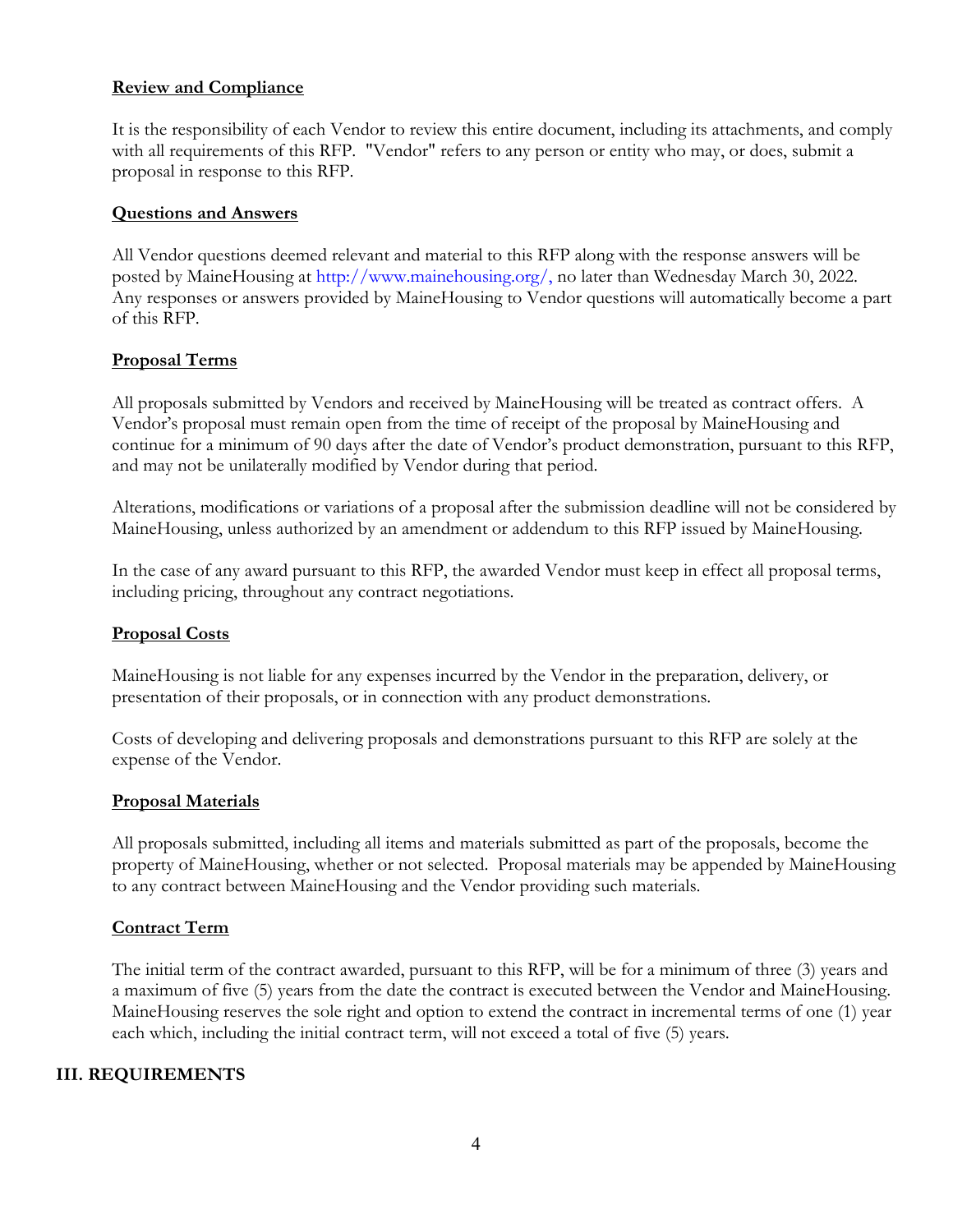### Review and Compliance

It is the responsibility of each Vendor to review this entire document, including its attachments, and comply with all requirements of this RFP. "Vendor" refers to any person or entity who may, or does, submit a proposal in response to this RFP.

### Questions and Answers

All Vendor questions deemed relevant and material to this RFP along with the response answers will be posted by MaineHousing at http://www.mainehousing.org/, no later than Wednesday March 30, 2022. Any responses or answers provided by MaineHousing to Vendor questions will automatically become a part of this RFP.

### Proposal Terms

All proposals submitted by Vendors and received by MaineHousing will be treated as contract offers. A Vendor's proposal must remain open from the time of receipt of the proposal by MaineHousing and continue for a minimum of 90 days after the date of Vendor's product demonstration, pursuant to this RFP, and may not be unilaterally modified by Vendor during that period.

Alterations, modifications or variations of a proposal after the submission deadline will not be considered by MaineHousing, unless authorized by an amendment or addendum to this RFP issued by MaineHousing.

In the case of any award pursuant to this RFP, the awarded Vendor must keep in effect all proposal terms, including pricing, throughout any contract negotiations.

### Proposal Costs

MaineHousing is not liable for any expenses incurred by the Vendor in the preparation, delivery, or presentation of their proposals, or in connection with any product demonstrations.

Costs of developing and delivering proposals and demonstrations pursuant to this RFP are solely at the expense of the Vendor.

### Proposal Materials

All proposals submitted, including all items and materials submitted as part of the proposals, become the property of MaineHousing, whether or not selected. Proposal materials may be appended by MaineHousing to any contract between MaineHousing and the Vendor providing such materials.

### Contract Term

The initial term of the contract awarded, pursuant to this RFP, will be for a minimum of three (3) years and a maximum of five (5) years from the date the contract is executed between the Vendor and MaineHousing. MaineHousing reserves the sole right and option to extend the contract in incremental terms of one (1) year each which, including the initial contract term, will not exceed a total of five (5) years.

## III. REQUIREMENTS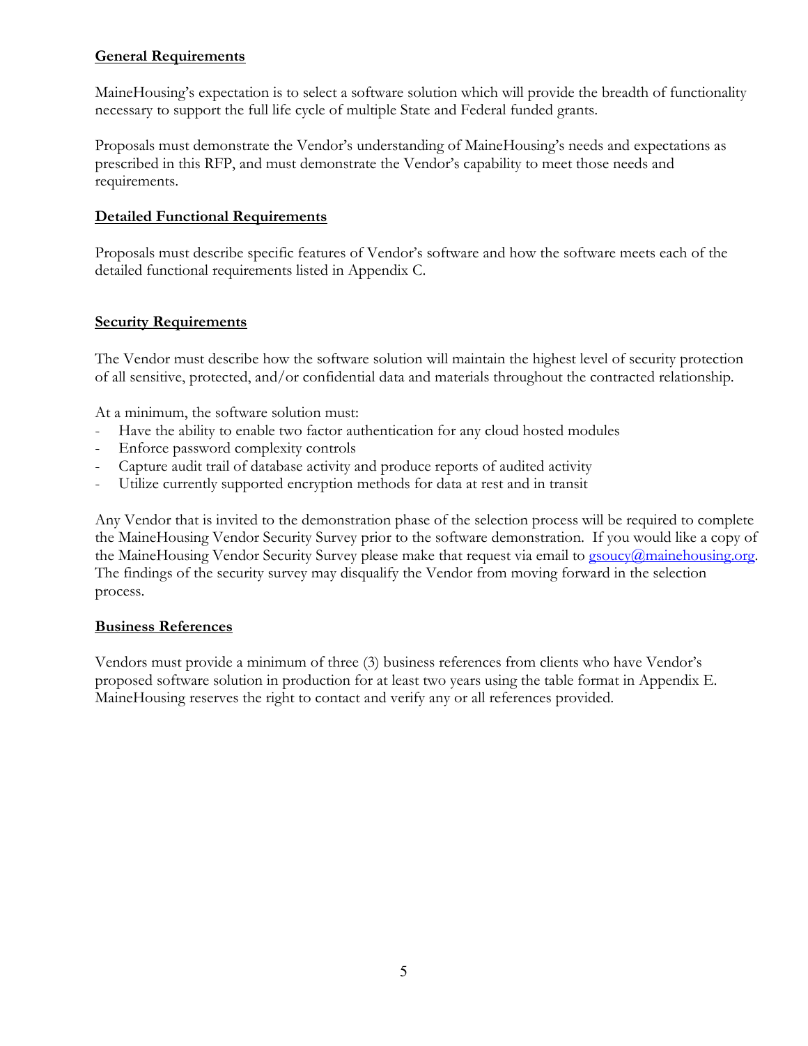## General Requirements

MaineHousing's expectation is to select a software solution which will provide the breadth of functionality necessary to support the full life cycle of multiple State and Federal funded grants.

Proposals must demonstrate the Vendor's understanding of MaineHousing's needs and expectations as prescribed in this RFP, and must demonstrate the Vendor's capability to meet those needs and requirements.

## Detailed Functional Requirements

Proposals must describe specific features of Vendor's software and how the software meets each of the detailed functional requirements listed in Appendix C.

## Security Requirements

The Vendor must describe how the software solution will maintain the highest level of security protection of all sensitive, protected, and/or confidential data and materials throughout the contracted relationship.

At a minimum, the software solution must:

- Have the ability to enable two factor authentication for any cloud hosted modules
- Enforce password complexity controls
- Capture audit trail of database activity and produce reports of audited activity
- Utilize currently supported encryption methods for data at rest and in transit

Any Vendor that is invited to the demonstration phase of the selection process will be required to complete the MaineHousing Vendor Security Survey prior to the software demonstration. If you would like a copy of the MaineHousing Vendor Security Survey please make that request via email to gsoucy@mainehousing.org. The findings of the security survey may disqualify the Vendor from moving forward in the selection process.

## Business References

Vendors must provide a minimum of three (3) business references from clients who have Vendor's proposed software solution in production for at least two years using the table format in Appendix E. MaineHousing reserves the right to contact and verify any or all references provided.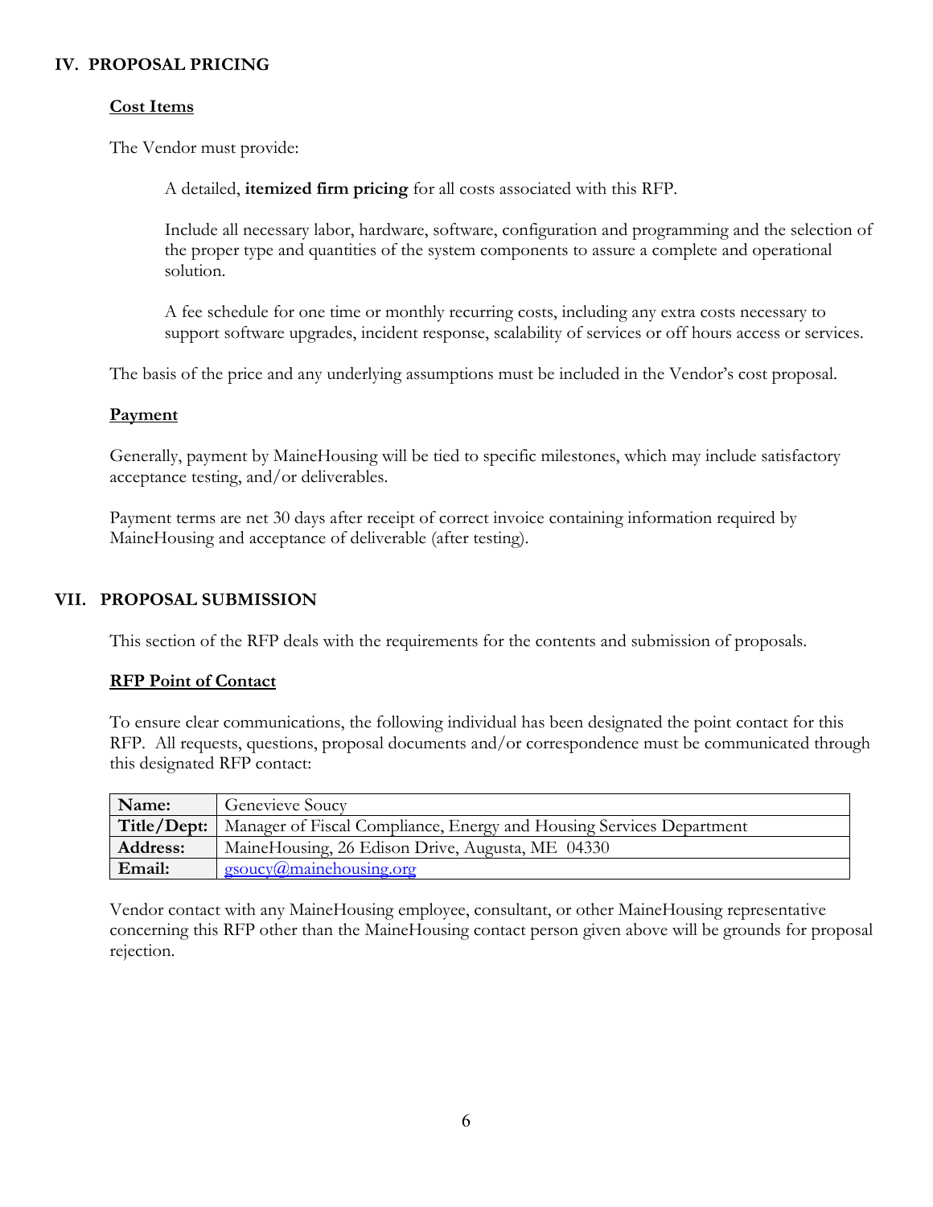## IV. PROPOSAL PRICING

### Cost Items

The Vendor must provide:

> A detailed, **itemized firm pricing** for all costs associated with this RFP.
>
> Include all necessary labor, hardware, software, configuration and programming and the selection of the proper type and quantities of the system components to assure a complete and operational solution.
>
> A fee schedule for one time or monthly recurring costs, including any extra costs necessary to support software upgrades, incident response, scalability of services or off hours access or services.

The basis of the price and any underlying assumptions must be included in the Vendor's cost proposal.

### Payment

Generally, payment by MaineHousing will be tied to specific milestones, which may include satisfactory acceptance testing, and/or deliverables.

Payment terms are net 30 days after receipt of correct invoice containing information required by MaineHousing and acceptance of deliverable (after testing).

## VII. PROPOSAL SUBMISSION

This section of the RFP deals with the requirements for the contents and submission of proposals.

### RFP Point of Contact

To ensure clear communications, the following individual has been designated the point contact for this RFP. All requests, questions, proposal documents and/or correspondence must be communicated through this designated RFP contact:

| | |
|---|---|
| **Name:** | Genevieve Soucy |
| **Title/Dept:** | Manager of Fiscal Compliance, Energy and Housing Services Department |
| **Address:** | MaineHousing, 26 Edison Drive, Augusta, ME 04330 |
| **Email:** | gsoucy@mainehousing.org |

Vendor contact with any MaineHousing employee, consultant, or other MaineHousing representative concerning this RFP other than the MaineHousing contact person given above will be grounds for proposal rejection.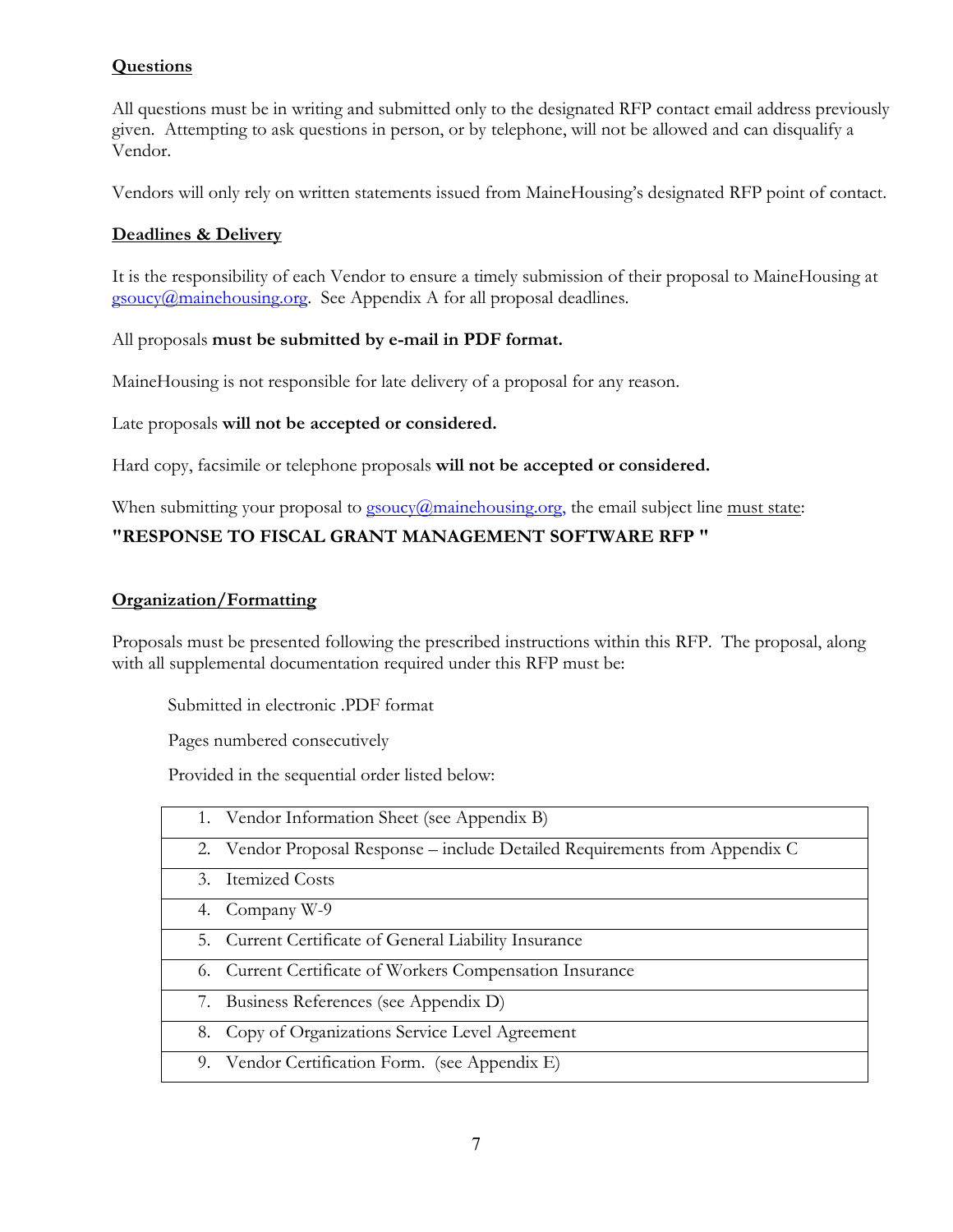**Questions**

All questions must be in writing and submitted only to the designated RFP contact email address previously given. Attempting to ask questions in person, or by telephone, will not be allowed and can disqualify a Vendor.

Vendors will only rely on written statements issued from MaineHousing's designated RFP point of contact.

**Deadlines & Delivery**

It is the responsibility of each Vendor to ensure a timely submission of their proposal to MaineHousing at gsoucy@mainehousing.org. See Appendix A for all proposal deadlines.

All proposals **must be submitted by e-mail in PDF format.**

MaineHousing is not responsible for late delivery of a proposal for any reason.

Late proposals **will not be accepted or considered.**

Hard copy, facsimile or telephone proposals **will not be accepted or considered.**

When submitting your proposal to gsoucy@mainehousing.org, the email subject line must state:

**"RESPONSE TO FISCAL GRANT MANAGEMENT SOFTWARE RFP "**

**Organization/Formatting**

Proposals must be presented following the prescribed instructions within this RFP. The proposal, along with all supplemental documentation required under this RFP must be:

Submitted in electronic .PDF format

Pages numbered consecutively

Provided in the sequential order listed below:

| |
|---|
| 1. Vendor Information Sheet (see Appendix B) |
| 2. Vendor Proposal Response – include Detailed Requirements from Appendix C |
| 3. Itemized Costs |
| 4. Company W-9 |
| 5. Current Certificate of General Liability Insurance |
| 6. Current Certificate of Workers Compensation Insurance |
| 7. Business References (see Appendix D) |
| 8. Copy of Organizations Service Level Agreement |
| 9. Vendor Certification Form. (see Appendix E) |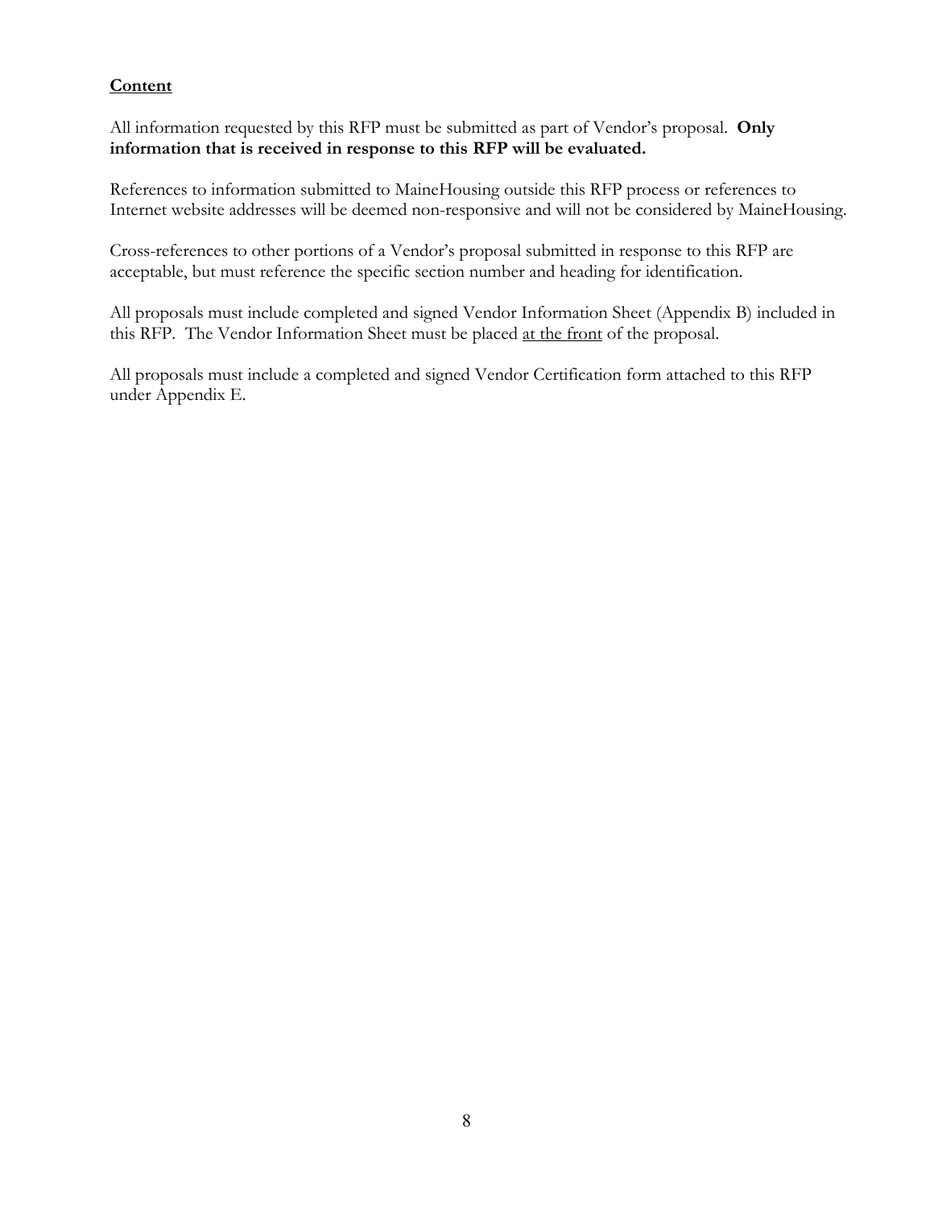**Content**

All information requested by this RFP must be submitted as part of Vendor's proposal. **Only information that is received in response to this RFP will be evaluated.**

References to information submitted to MaineHousing outside this RFP process or references to Internet website addresses will be deemed non-responsive and will not be considered by MaineHousing.

Cross-references to other portions of a Vendor's proposal submitted in response to this RFP are acceptable, but must reference the specific section number and heading for identification.

All proposals must include completed and signed Vendor Information Sheet (Appendix B) included in this RFP. The Vendor Information Sheet must be placed at the front of the proposal.

All proposals must include a completed and signed Vendor Certification form attached to this RFP under Appendix E.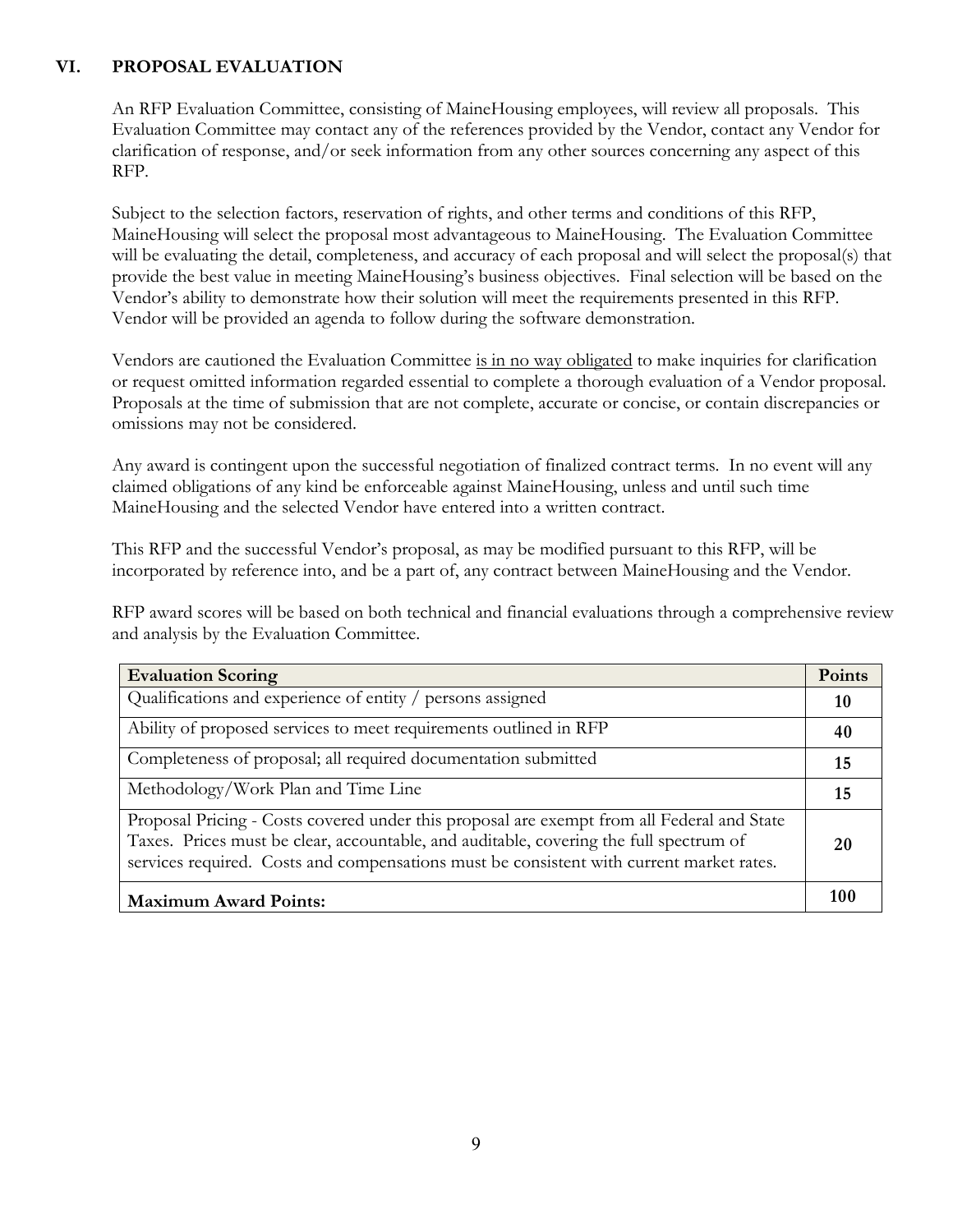## VI. PROPOSAL EVALUATION

An RFP Evaluation Committee, consisting of MaineHousing employees, will review all proposals. This Evaluation Committee may contact any of the references provided by the Vendor, contact any Vendor for clarification of response, and/or seek information from any other sources concerning any aspect of this RFP.

Subject to the selection factors, reservation of rights, and other terms and conditions of this RFP, MaineHousing will select the proposal most advantageous to MaineHousing. The Evaluation Committee will be evaluating the detail, completeness, and accuracy of each proposal and will select the proposal(s) that provide the best value in meeting MaineHousing's business objectives. Final selection will be based on the Vendor's ability to demonstrate how their solution will meet the requirements presented in this RFP. Vendor will be provided an agenda to follow during the software demonstration.

Vendors are cautioned the Evaluation Committee <u>is in no way obligated</u> to make inquiries for clarification or request omitted information regarded essential to complete a thorough evaluation of a Vendor proposal. Proposals at the time of submission that are not complete, accurate or concise, or contain discrepancies or omissions may not be considered.

Any award is contingent upon the successful negotiation of finalized contract terms. In no event will any claimed obligations of any kind be enforceable against MaineHousing, unless and until such time MaineHousing and the selected Vendor have entered into a written contract.

This RFP and the successful Vendor's proposal, as may be modified pursuant to this RFP, will be incorporated by reference into, and be a part of, any contract between MaineHousing and the Vendor.

RFP award scores will be based on both technical and financial evaluations through a comprehensive review and analysis by the Evaluation Committee.

| Evaluation Scoring | Points |
|---|---|
| Qualifications and experience of entity / persons assigned | 10 |
| Ability of proposed services to meet requirements outlined in RFP | 40 |
| Completeness of proposal; all required documentation submitted | 15 |
| Methodology/Work Plan and Time Line | 15 |
| Proposal Pricing - Costs covered under this proposal are exempt from all Federal and State Taxes. Prices must be clear, accountable, and auditable, covering the full spectrum of services required. Costs and compensations must be consistent with current market rates. | 20 |
| **Maximum Award Points:** | **100** |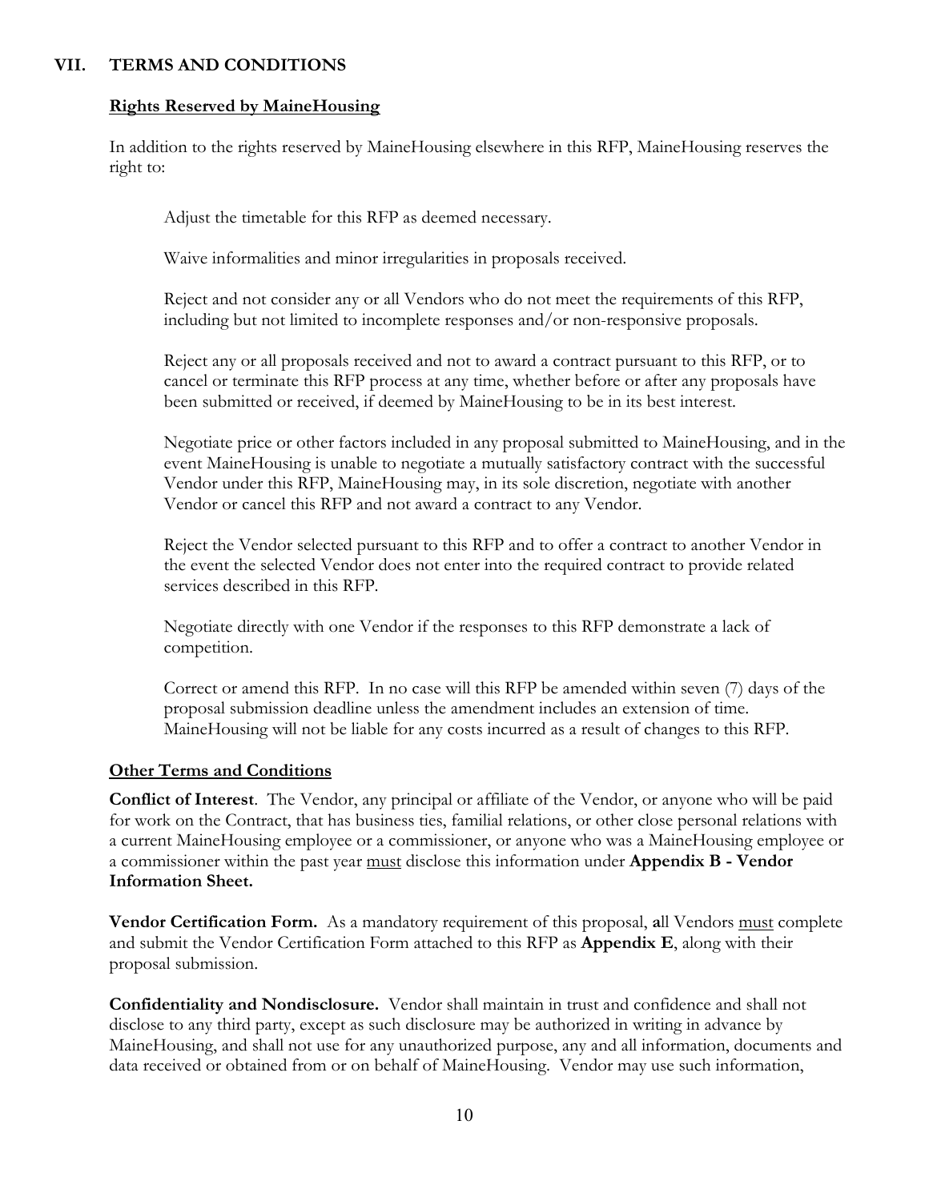## VII. TERMS AND CONDITIONS

**Rights Reserved by MaineHousing**

In addition to the rights reserved by MaineHousing elsewhere in this RFP, MaineHousing reserves the right to:

Adjust the timetable for this RFP as deemed necessary.

Waive informalities and minor irregularities in proposals received.

Reject and not consider any or all Vendors who do not meet the requirements of this RFP, including but not limited to incomplete responses and/or non-responsive proposals.

Reject any or all proposals received and not to award a contract pursuant to this RFP, or to cancel or terminate this RFP process at any time, whether before or after any proposals have been submitted or received, if deemed by MaineHousing to be in its best interest.

Negotiate price or other factors included in any proposal submitted to MaineHousing, and in the event MaineHousing is unable to negotiate a mutually satisfactory contract with the successful Vendor under this RFP, MaineHousing may, in its sole discretion, negotiate with another Vendor or cancel this RFP and not award a contract to any Vendor.

Reject the Vendor selected pursuant to this RFP and to offer a contract to another Vendor in the event the selected Vendor does not enter into the required contract to provide related services described in this RFP.

Negotiate directly with one Vendor if the responses to this RFP demonstrate a lack of competition.

Correct or amend this RFP. In no case will this RFP be amended within seven (7) days of the proposal submission deadline unless the amendment includes an extension of time. MaineHousing will not be liable for any costs incurred as a result of changes to this RFP.

**Other Terms and Conditions**

**Conflict of Interest**. The Vendor, any principal or affiliate of the Vendor, or anyone who will be paid for work on the Contract, that has business ties, familial relations, or other close personal relations with a current MaineHousing employee or a commissioner, or anyone who was a MaineHousing employee or a commissioner within the past year must disclose this information under **Appendix B - Vendor Information Sheet.**

**Vendor Certification Form.** As a mandatory requirement of this proposal, **a**ll Vendors must complete and submit the Vendor Certification Form attached to this RFP as **Appendix E**, along with their proposal submission.

**Confidentiality and Nondisclosure.** Vendor shall maintain in trust and confidence and shall not disclose to any third party, except as such disclosure may be authorized in writing in advance by MaineHousing, and shall not use for any unauthorized purpose, any and all information, documents and data received or obtained from or on behalf of MaineHousing. Vendor may use such information,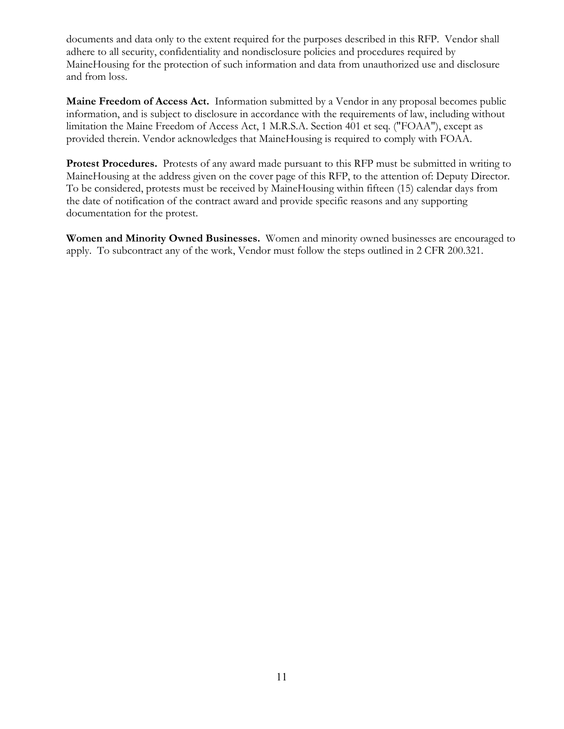documents and data only to the extent required for the purposes described in this RFP. Vendor shall adhere to all security, confidentiality and nondisclosure policies and procedures required by MaineHousing for the protection of such information and data from unauthorized use and disclosure and from loss.

**Maine Freedom of Access Act.** Information submitted by a Vendor in any proposal becomes public information, and is subject to disclosure in accordance with the requirements of law, including without limitation the Maine Freedom of Access Act, 1 M.R.S.A. Section 401 et seq. ("FOAA"), except as provided therein. Vendor acknowledges that MaineHousing is required to comply with FOAA.

**Protest Procedures.** Protests of any award made pursuant to this RFP must be submitted in writing to MaineHousing at the address given on the cover page of this RFP, to the attention of: Deputy Director. To be considered, protests must be received by MaineHousing within fifteen (15) calendar days from the date of notification of the contract award and provide specific reasons and any supporting documentation for the protest.

**Women and Minority Owned Businesses.** Women and minority owned businesses are encouraged to apply. To subcontract any of the work, Vendor must follow the steps outlined in 2 CFR 200.321.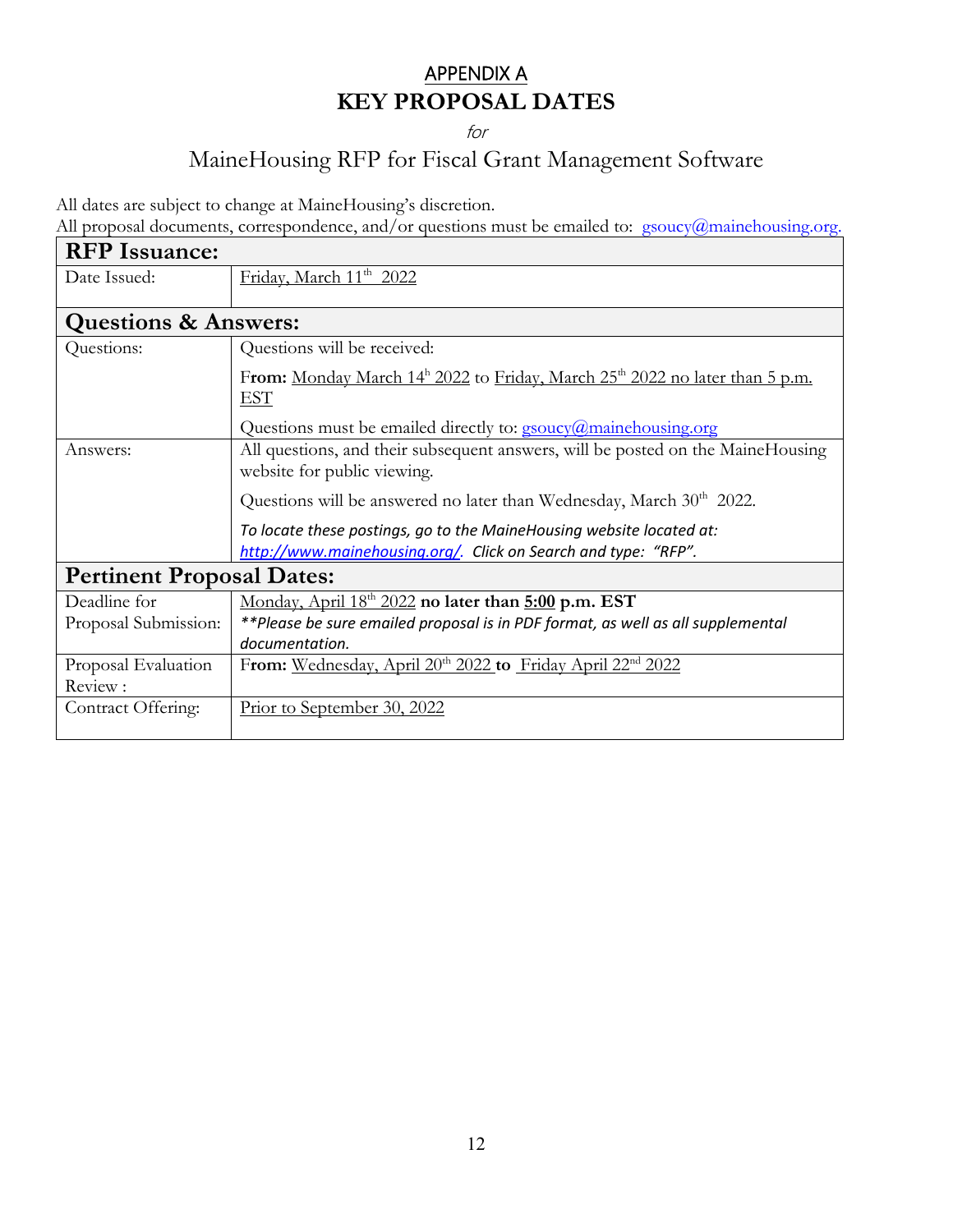## APPENDIX A

# KEY PROPOSAL DATES

*for*

## MaineHousing RFP for Fiscal Grant Management Software

All dates are subject to change at MaineHousing's discretion.
All proposal documents, correspondence, and/or questions must be emailed to: gsoucy@mainehousing.org.

| **RFP Issuance:** | |
|---|---|
| Date Issued: | Friday, March 11th 2022 |
| **Questions & Answers:** | |
| Questions: | Questions will be received:<br><br>F**rom:** Monday March 14h 2022 to Friday, March 25th 2022 no later than 5 p.m. EST<br><br>Questions must be emailed directly to: gsoucy@mainehousing.org |
| Answers: | All questions, and their subsequent answers, will be posted on the MaineHousing website for public viewing.<br><br>Questions will be answered no later than Wednesday, March 30th 2022.<br><br>*To locate these postings, go to the MaineHousing website located at: http://www.mainehousing.org/. Click on Search and type: "RFP".* |
| **Pertinent Proposal Dates:** | |
| Deadline for Proposal Submission: | Monday, April 18th 2022 **no later than 5:00 p.m. EST**<br>*\*\*Please be sure emailed proposal is in PDF format, as well as all supplemental documentation.* |
| Proposal Evaluation Review : | F**rom:** Wednesday, April 20th 2022 **to** Friday April 22nd 2022 |
| Contract Offering: | Prior to September 30, 2022 |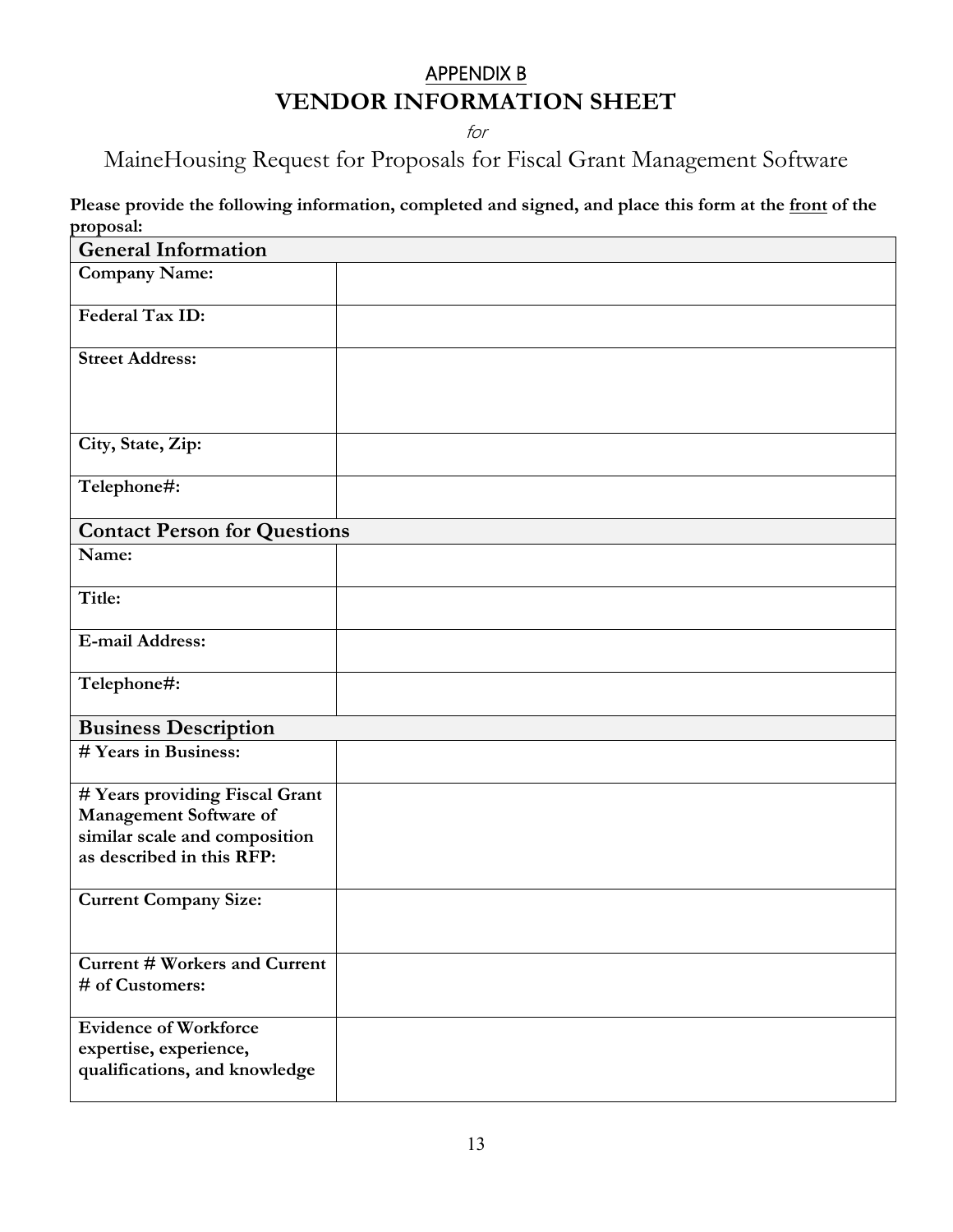# APPENDIX B

## VENDOR INFORMATION SHEET

*for*

MaineHousing Request for Proposals for Fiscal Grant Management Software

**Please provide the following information, completed and signed, and place this form at the <u>front</u> of the proposal:**

| **General Information** | |
|---|---|
| **Company Name:** | |
| **Federal Tax ID:** | |
| **Street Address:** | |
| **City, State, Zip:** | |
| **Telephone#:** | |
| **Contact Person for Questions** | |
| **Name:** | |
| **Title:** | |
| **E-mail Address:** | |
| **Telephone#:** | |
| **Business Description** | |
| **# Years in Business:** | |
| **# Years providing Fiscal Grant Management Software of similar scale and composition as described in this RFP:** | |
| **Current Company Size:** | |
| **Current # Workers and Current # of Customers:** | |
| **Evidence of Workforce expertise, experience, qualifications, and knowledge** | |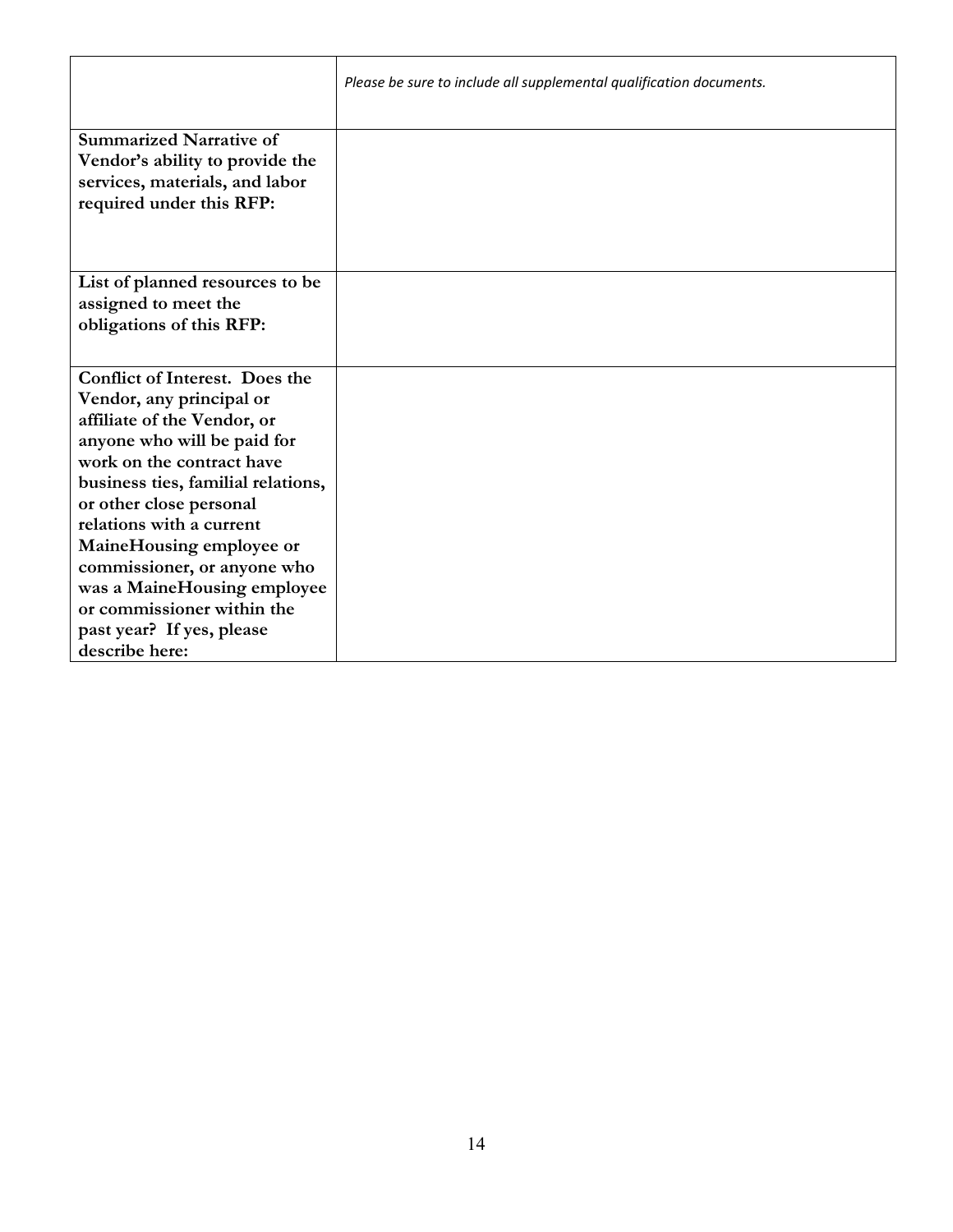| | |
|---|---|
| | *Please be sure to include all supplemental qualification documents.* |
| **Summarized Narrative of Vendor's ability to provide the services, materials, and labor required under this RFP:** | |
| **List of planned resources to be assigned to meet the obligations of this RFP:** | |
| **Conflict of Interest. Does the Vendor, any principal or affiliate of the Vendor, or anyone who will be paid for work on the contract have business ties, familial relations, or other close personal relations with a current MaineHousing employee or commissioner, or anyone who was a MaineHousing employee or commissioner within the past year? If yes, please describe here:** | |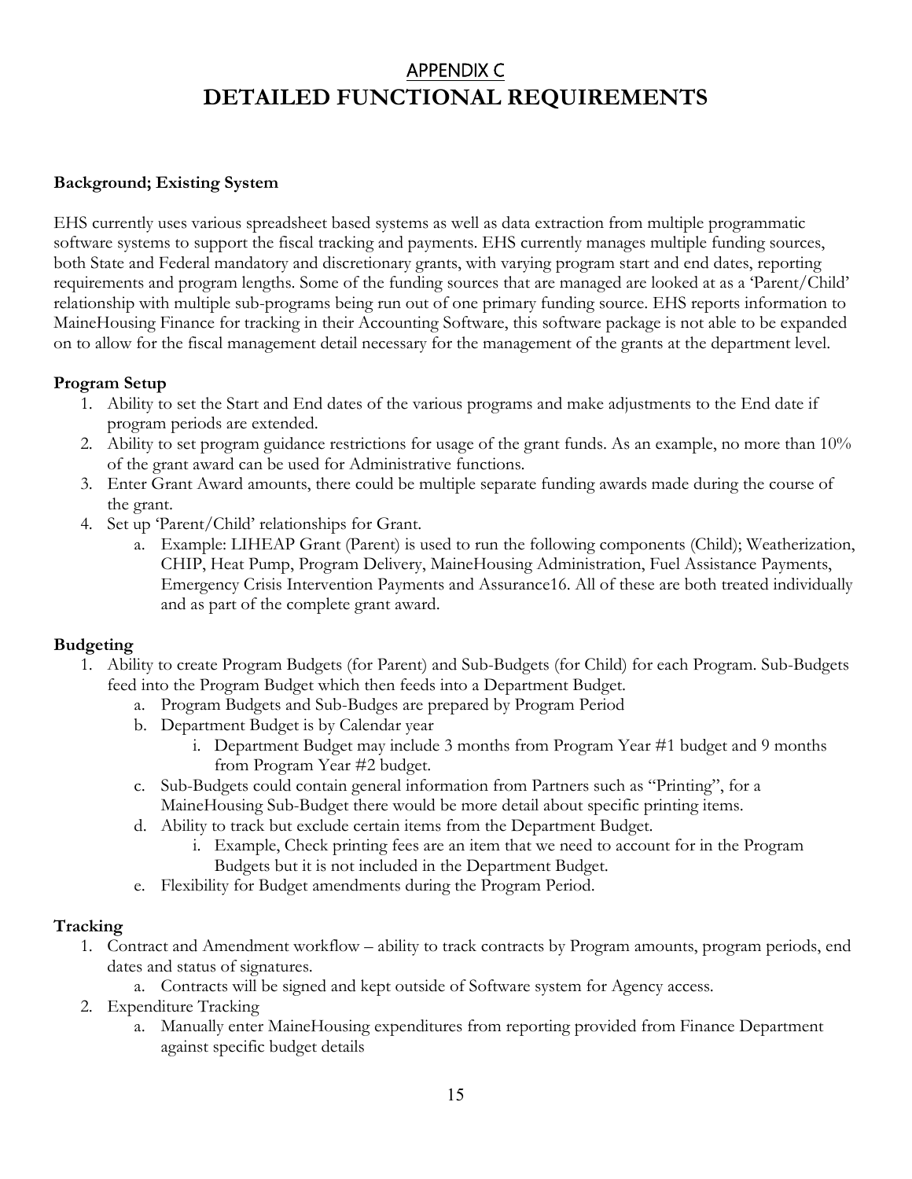# APPENDIX C
# DETAILED FUNCTIONAL REQUIREMENTS

**Background; Existing System**

EHS currently uses various spreadsheet based systems as well as data extraction from multiple programmatic software systems to support the fiscal tracking and payments. EHS currently manages multiple funding sources, both State and Federal mandatory and discretionary grants, with varying program start and end dates, reporting requirements and program lengths. Some of the funding sources that are managed are looked at as a 'Parent/Child' relationship with multiple sub-programs being run out of one primary funding source. EHS reports information to MaineHousing Finance for tracking in their Accounting Software, this software package is not able to be expanded on to allow for the fiscal management detail necessary for the management of the grants at the department level.

**Program Setup**

1. Ability to set the Start and End dates of the various programs and make adjustments to the End date if program periods are extended.
2. Ability to set program guidance restrictions for usage of the grant funds. As an example, no more than 10% of the grant award can be used for Administrative functions.
3. Enter Grant Award amounts, there could be multiple separate funding awards made during the course of the grant.
4. Set up 'Parent/Child' relationships for Grant.
   a. Example: LIHEAP Grant (Parent) is used to run the following components (Child); Weatherization, CHIP, Heat Pump, Program Delivery, MaineHousing Administration, Fuel Assistance Payments, Emergency Crisis Intervention Payments and Assurance16. All of these are both treated individually and as part of the complete grant award.

**Budgeting**

1. Ability to create Program Budgets (for Parent) and Sub-Budgets (for Child) for each Program. Sub-Budgets feed into the Program Budget which then feeds into a Department Budget.
   a. Program Budgets and Sub-Budges are prepared by Program Period
   b. Department Budget is by Calendar year
      i. Department Budget may include 3 months from Program Year #1 budget and 9 months from Program Year #2 budget.
   c. Sub-Budgets could contain general information from Partners such as "Printing", for a MaineHousing Sub-Budget there would be more detail about specific printing items.
   d. Ability to track but exclude certain items from the Department Budget.
      i. Example, Check printing fees are an item that we need to account for in the Program Budgets but it is not included in the Department Budget.
   e. Flexibility for Budget amendments during the Program Period.

**Tracking**

1. Contract and Amendment workflow – ability to track contracts by Program amounts, program periods, end dates and status of signatures.
   a. Contracts will be signed and kept outside of Software system for Agency access.
2. Expenditure Tracking
   a. Manually enter MaineHousing expenditures from reporting provided from Finance Department against specific budget details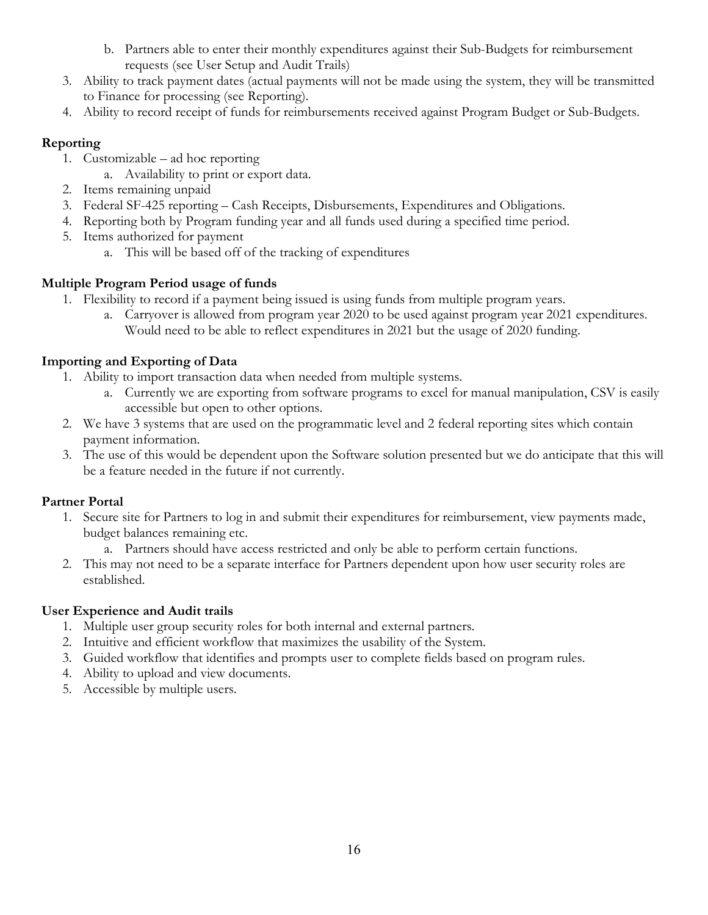b. Partners able to enter their monthly expenditures against their Sub-Budgets for reimbursement requests (see User Setup and Audit Trails)
3. Ability to track payment dates (actual payments will not be made using the system, they will be transmitted to Finance for processing (see Reporting).
4. Ability to record receipt of funds for reimbursements received against Program Budget or Sub-Budgets.

**Reporting**

1. Customizable – ad hoc reporting
    a. Availability to print or export data.
2. Items remaining unpaid
3. Federal SF-425 reporting – Cash Receipts, Disbursements, Expenditures and Obligations.
4. Reporting both by Program funding year and all funds used during a specified time period.
5. Items authorized for payment
    a. This will be based off of the tracking of expenditures

**Multiple Program Period usage of funds**

1. Flexibility to record if a payment being issued is using funds from multiple program years.
    a. Carryover is allowed from program year 2020 to be used against program year 2021 expenditures. Would need to be able to reflect expenditures in 2021 but the usage of 2020 funding.

**Importing and Exporting of Data**

1. Ability to import transaction data when needed from multiple systems.
    a. Currently we are exporting from software programs to excel for manual manipulation, CSV is easily accessible but open to other options.
2. We have 3 systems that are used on the programmatic level and 2 federal reporting sites which contain payment information.
3. The use of this would be dependent upon the Software solution presented but we do anticipate that this will be a feature needed in the future if not currently.

**Partner Portal**

1. Secure site for Partners to log in and submit their expenditures for reimbursement, view payments made, budget balances remaining etc.
    a. Partners should have access restricted and only be able to perform certain functions.
2. This may not need to be a separate interface for Partners dependent upon how user security roles are established.

**User Experience and Audit trails**

1. Multiple user group security roles for both internal and external partners.
2. Intuitive and efficient workflow that maximizes the usability of the System.
3. Guided workflow that identifies and prompts user to complete fields based on program rules.
4. Ability to upload and view documents.
5. Accessible by multiple users.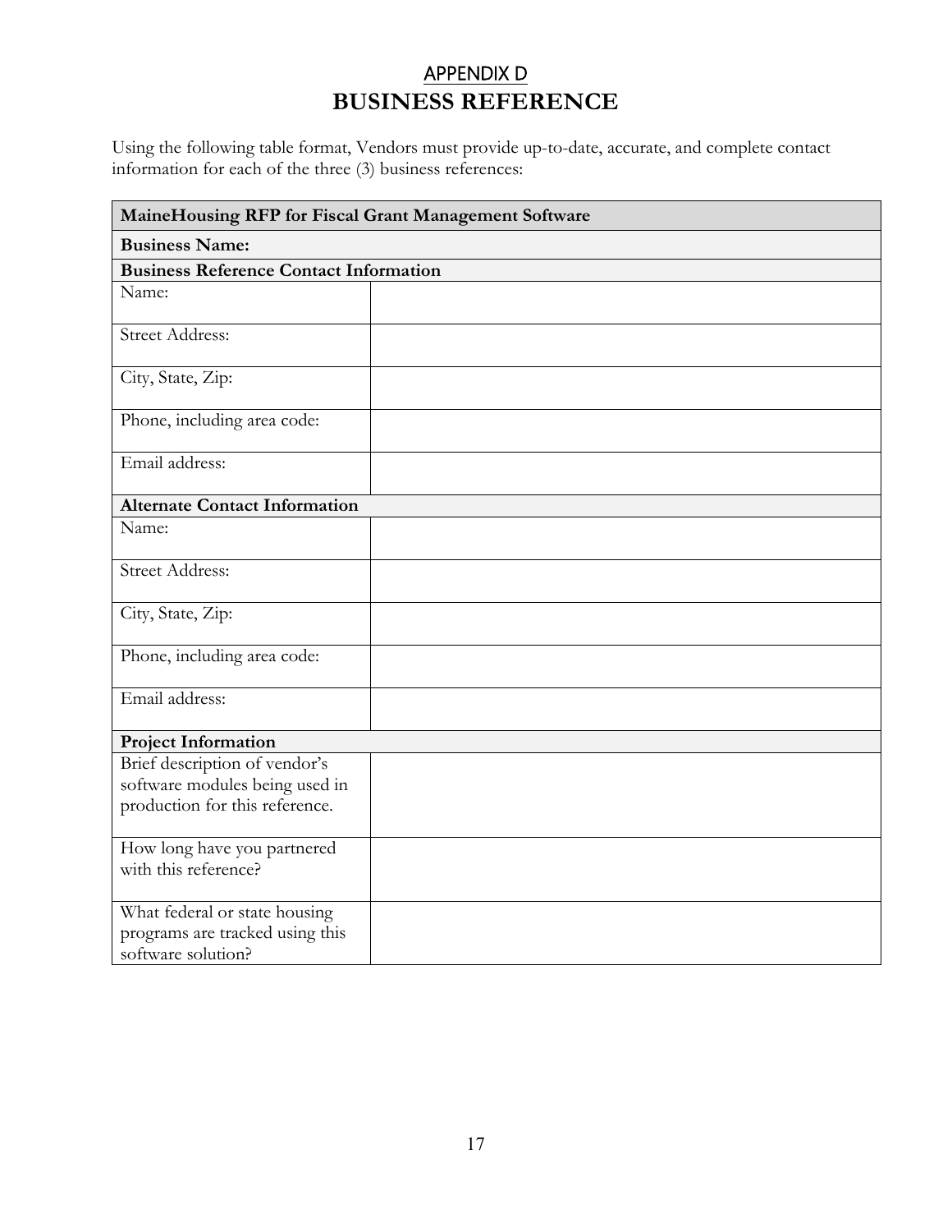## APPENDIX D

# BUSINESS REFERENCE

Using the following table format, Vendors must provide up-to-date, accurate, and complete contact information for each of the three (3) business references:

| **MaineHousing RFP for Fiscal Grant Management Software** | |
|---|---|
| **Business Name:** | |
| **Business Reference Contact Information** | |
| Name: | |
| Street Address: | |
| City, State, Zip: | |
| Phone, including area code: | |
| Email address: | |
| **Alternate Contact Information** | |
| Name: | |
| Street Address: | |
| City, State, Zip: | |
| Phone, including area code: | |
| Email address: | |
| **Project Information** | |
| Brief description of vendor's software modules being used in production for this reference. | |
| How long have you partnered with this reference? | |
| What federal or state housing programs are tracked using this software solution? | |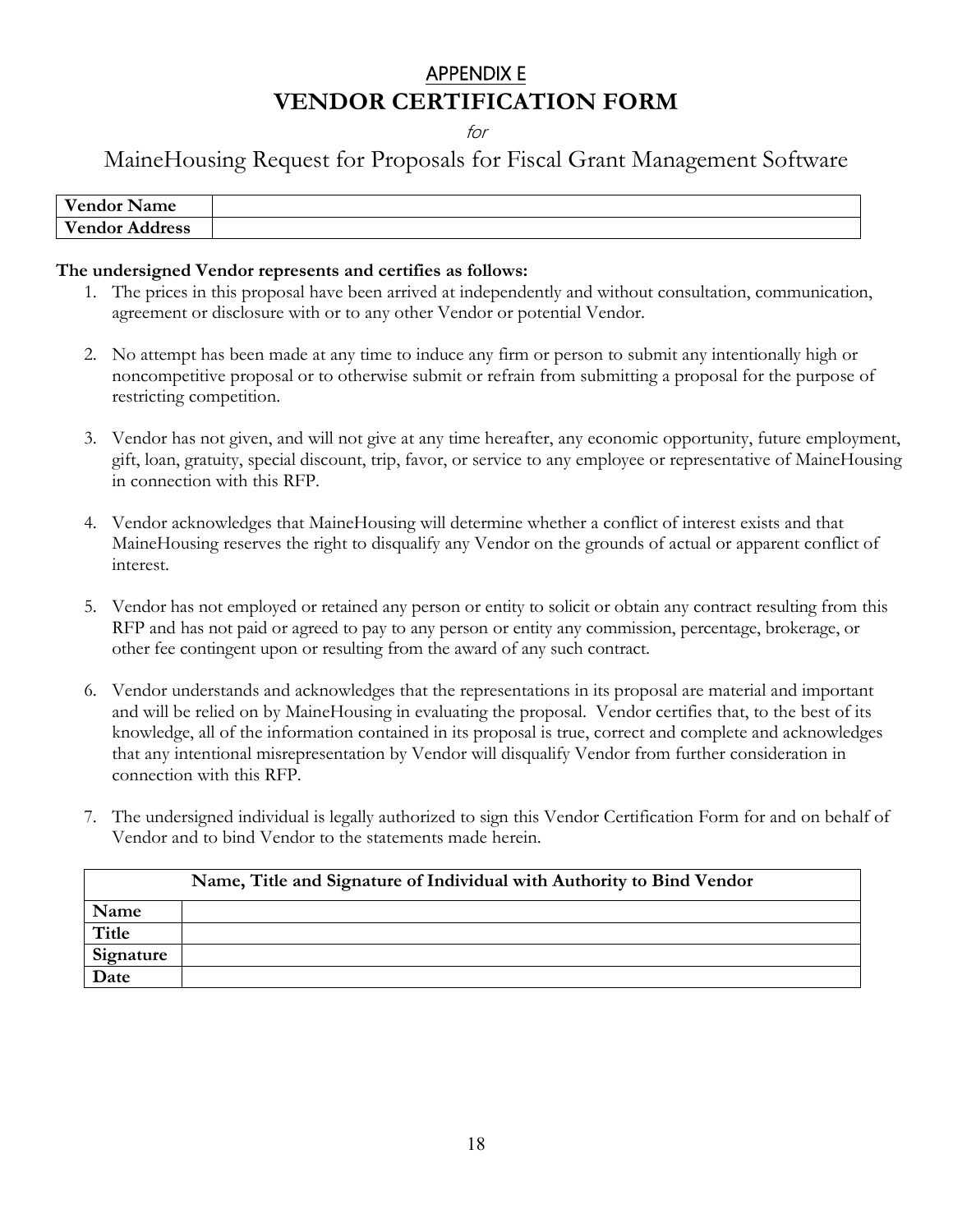## APPENDIX E

# VENDOR CERTIFICATION FORM

*for*

MaineHousing Request for Proposals for Fiscal Grant Management Software

| | |
|---|---|
| **Vendor Name** | |
| **Vendor Address** | |

**The undersigned Vendor represents and certifies as follows:**

1. The prices in this proposal have been arrived at independently and without consultation, communication, agreement or disclosure with or to any other Vendor or potential Vendor.

2. No attempt has been made at any time to induce any firm or person to submit any intentionally high or noncompetitive proposal or to otherwise submit or refrain from submitting a proposal for the purpose of restricting competition.

3. Vendor has not given, and will not give at any time hereafter, any economic opportunity, future employment, gift, loan, gratuity, special discount, trip, favor, or service to any employee or representative of MaineHousing in connection with this RFP.

4. Vendor acknowledges that MaineHousing will determine whether a conflict of interest exists and that MaineHousing reserves the right to disqualify any Vendor on the grounds of actual or apparent conflict of interest.

5. Vendor has not employed or retained any person or entity to solicit or obtain any contract resulting from this RFP and has not paid or agreed to pay to any person or entity any commission, percentage, brokerage, or other fee contingent upon or resulting from the award of any such contract.

6. Vendor understands and acknowledges that the representations in its proposal are material and important and will be relied on by MaineHousing in evaluating the proposal. Vendor certifies that, to the best of its knowledge, all of the information contained in its proposal is true, correct and complete and acknowledges that any intentional misrepresentation by Vendor will disqualify Vendor from further consideration in connection with this RFP.

7. The undersigned individual is legally authorized to sign this Vendor Certification Form for and on behalf of Vendor and to bind Vendor to the statements made herein.

| **Name, Title and Signature of Individual with Authority to Bind Vendor** | |
|---|---|
| **Name** | |
| **Title** | |
| **Signature** | |
| **Date** | |